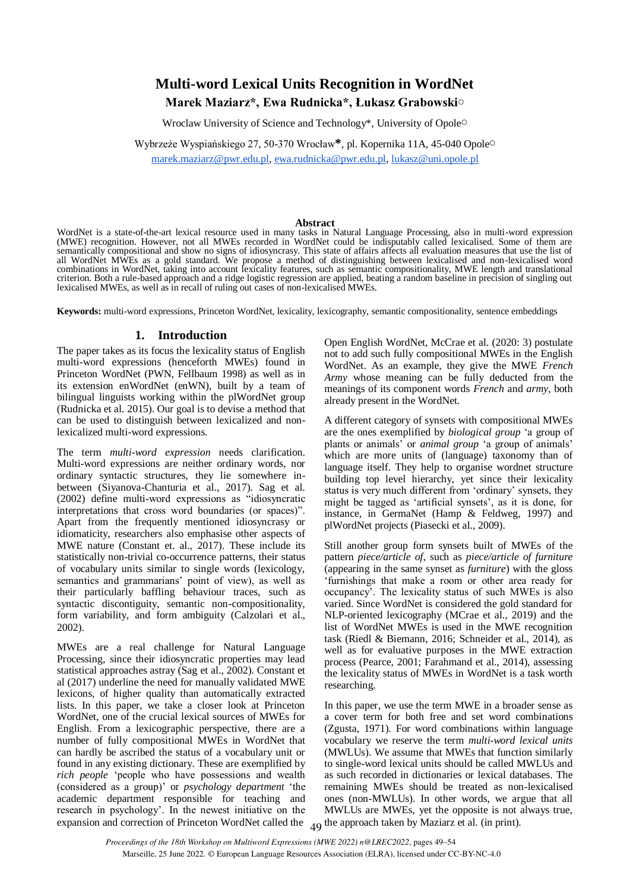# Multi-word Lexical Units Recognition in WordNet

**Marek Maziarz\*, Ewa Rudnicka\*, Łukasz Grabowski○**

Wroclaw University of Science and Technology\*, University of Opole○

Wybrzeże Wyspiańskiego 27, 50-370 Wrocław**\***, pl. Kopernika 11A, 45-040 Opole○

marek.maziarz@pwr.edu.pl, ewa.rudnicka@pwr.edu.pl, lukasz@uni.opole.pl

## Abstract

WordNet is a state-of-the-art lexical resource used in many tasks in Natural Language Processing, also in multi-word expression (MWE) recognition. However, not all MWEs recorded in WordNet could be indisputably called lexicalised. Some of them are semantically compositional and show no signs of idiosyncrasy. This state of affairs affects all evaluation measures that use the list of all WordNet MWEs as a gold standard. We propose a method of distinguishing between lexicalised and non-lexicalised word combinations in WordNet, taking into account lexicality features, such as semantic compositionality, MWE length and translational criterion. Both a rule-based approach and a ridge logistic regression are applied, beating a random baseline in precision of singling out lexicalised MWEs, as well as in recall of ruling out cases of non-lexicalised MWEs.

**Keywords:** multi-word expressions, Princeton WordNet, lexicality, lexicography, semantic compositionality, sentence embeddings

## 1. Introduction

The paper takes as its focus the lexicality status of English multi-word expressions (henceforth MWEs) found in Princeton WordNet (PWN, Fellbaum 1998) as well as in its extension enWordNet (enWN), built by a team of bilingual linguists working within the plWordNet group (Rudnicka et al. 2015). Our goal is to devise a method that can be used to distinguish between lexicalized and non-lexicalized multi-word expressions.

The term *multi-word expression* needs clarification. Multi-word expressions are neither ordinary words, nor ordinary syntactic structures, they lie somewhere in-between (Siyanova-Chanturia et al., 2017). Sag et al. (2002) define multi-word expressions as "idiosyncratic interpretations that cross word boundaries (or spaces)". Apart from the frequently mentioned idiosyncrasy or idiomaticity, researchers also emphasise other aspects of MWE nature (Constant et. al., 2017). These include its statistically non-trivial co-occurrence patterns, their status of vocabulary units similar to single words (lexicology, semantics and grammarians' point of view), as well as their particularly baffling behaviour traces, such as syntactic discontiguity, semantic non-compositionality, form variability, and form ambiguity (Calzolari et al., 2002).

MWEs are a real challenge for Natural Language Processing, since their idiosyncratic properties may lead statistical approaches astray (Sag et al., 2002). Constant et al (2017) underline the need for manually validated MWE lexicons, of higher quality than automatically extracted lists. In this paper, we take a closer look at Princeton WordNet, one of the crucial lexical sources of MWEs for English. From a lexicographic perspective, there are a number of fully compositional MWEs in WordNet that can hardly be ascribed the status of a vocabulary unit or found in any existing dictionary. These are exemplified by *rich people* 'people who have possessions and wealth (considered as a group)' or *psychology department* 'the academic department responsible for teaching and research in psychology'. In the newest initiative on the expansion and correction of Princeton WordNet called the Open English WordNet, McCrae et al. (2020: 3) postulate not to add such fully compositional MWEs in the English WordNet. As an example, they give the MWE *French Army* whose meaning can be fully deducted from the meanings of its component words *French* and *army*, both already present in the WordNet.

A different category of synsets with compositional MWEs are the ones exemplified by *biological group* 'a group of plants or animals' or *animal group* 'a group of animals' which are more units of (language) taxonomy than of language itself. They help to organise wordnet structure building top level hierarchy, yet since their lexicality status is very much different from 'ordinary' synsets, they might be tagged as 'artificial synsets', as it is done, for instance, in GermaNet (Hamp & Feldweg, 1997) and plWordNet projects (Piasecki et al., 2009).

Still another group form synsets built of MWEs of the pattern *piece/article of*, such as *piece/article of furniture* (appearing in the same synset as *furniture*) with the gloss 'furnishings that make a room or other area ready for occupancy'. The lexicality status of such MWEs is also varied. Since WordNet is considered the gold standard for NLP-oriented lexicography (MCrae et al., 2019) and the list of WordNet MWEs is used in the MWE recognition task (Riedl & Biemann, 2016; Schneider et al., 2014), as well as for evaluative purposes in the MWE extraction process (Pearce, 2001; Farahmand et al., 2014), assessing the lexicality status of MWEs in WordNet is a task worth researching.

In this paper, we use the term MWE in a broader sense as a cover term for both free and set word combinations (Zgusta, 1971). For word combinations within language vocabulary we reserve the term *multi-word lexical units* (MWLUs). We assume that MWEs that function similarly to single-word lexical units should be called MWLUs and as such recorded in dictionaries or lexical databases. The remaining MWEs should be treated as non-lexicalised ones (non-MWLUs). In other words, we argue that all MWLUs are MWEs, yet the opposite is not always true, the approach taken by Maziarz et al. (in print).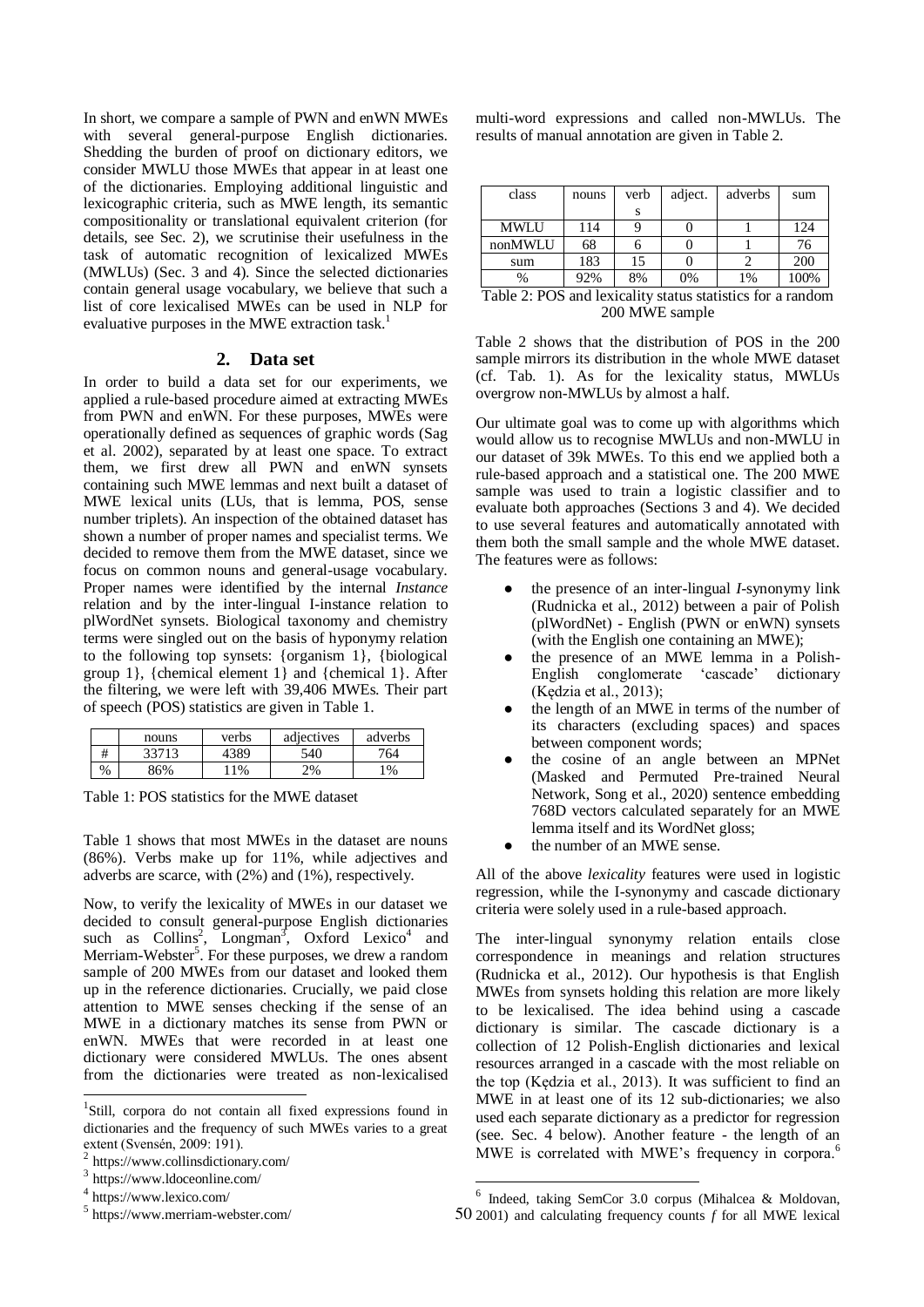In short, we compare a sample of PWN and enWN MWEs with several general-purpose English dictionaries. Shedding the burden of proof on dictionary editors, we consider MWLU those MWEs that appear in at least one of the dictionaries. Employing additional linguistic and lexicographic criteria, such as MWE length, its semantic compositionality or translational equivalent criterion (for details, see Sec. 2), we scrutinise their usefulness in the task of automatic recognition of lexicalized MWEs (MWLUs) (Sec. 3 and 4). Since the selected dictionaries contain general usage vocabulary, we believe that such a list of core lexicalised MWEs can be used in NLP for evaluative purposes in the MWE extraction task.[1]

## 2. Data set

In order to build a data set for our experiments, we applied a rule-based procedure aimed at extracting MWEs from PWN and enWN. For these purposes, MWEs were operationally defined as sequences of graphic words (Sag et al. 2002), separated by at least one space. To extract them, we first drew all PWN and enWN synsets containing such MWE lemmas and next built a dataset of MWE lexical units (LUs, that is lemma, POS, sense number triplets). An inspection of the obtained dataset has shown a number of proper names and specialist terms. We decided to remove them from the MWE dataset, since we focus on common nouns and general-usage vocabulary. Proper names were identified by the internal *Instance* relation and by the inter-lingual I-instance relation to plWordNet synsets. Biological taxonomy and chemistry terms were singled out on the basis of hyponymy relation to the following top synsets: {organism 1}, {biological group 1}, {chemical element 1} and {chemical 1}. After the filtering, we were left with 39,406 MWEs. Their part of speech (POS) statistics are given in Table 1.

| | nouns | verbs | adjectives | adverbs |
|---|---|---|---|---|
| # | 33713 | 4389 | 540 | 764 |
| % | 86% | 11% | 2% | 1% |

Table 1: POS statistics for the MWE dataset

Table 1 shows that most MWEs in the dataset are nouns (86%). Verbs make up for 11%, while adjectives and adverbs are scarce, with (2%) and (1%), respectively.

Now, to verify the lexicality of MWEs in our dataset we decided to consult general-purpose English dictionaries such as Collins[2], Longman[3], Oxford Lexico[4] and Merriam-Webster[5]. For these purposes, we drew a random sample of 200 MWEs from our dataset and looked them up in the reference dictionaries. Crucially, we paid close attention to MWE senses checking if the sense of an MWE in a dictionary matches its sense from PWN or enWN. MWEs that were recorded in at least one dictionary were considered MWLUs. The ones absent from the dictionaries were treated as non-lexicalised multi-word expressions and called non-MWLUs. The results of manual annotation are given in Table 2.

| class | nouns | verbs | adject. | adverbs | sum |
|---|---|---|---|---|---|
| MWLU | 114 | 9 | 0 | 1 | 124 |
| nonMWLU | 68 | 6 | 0 | 1 | 76 |
| sum | 183 | 15 | 0 | 2 | 200 |
| % | 92% | 8% | 0% | 1% | 100% |

Table 2: POS and lexicality status statistics for a random 200 MWE sample

Table 2 shows that the distribution of POS in the 200 sample mirrors its distribution in the whole MWE dataset (cf. Tab. 1). As for the lexicality status, MWLUs overgrow non-MWLUs by almost a half.

Our ultimate goal was to come up with algorithms which would allow us to recognise MWLUs and non-MWLU in our dataset of 39k MWEs. To this end we applied both a rule-based approach and a statistical one. The 200 MWE sample was used to train a logistic classifier and to evaluate both approaches (Sections 3 and 4). We decided to use several features and automatically annotated with them both the small sample and the whole MWE dataset. The features were as follows:

- the presence of an inter-lingual *I*-synonymy link (Rudnicka et al., 2012) between a pair of Polish (plWordNet) - English (PWN or enWN) synsets (with the English one containing an MWE);
- the presence of an MWE lemma in a Polish-English conglomerate 'cascade' dictionary (Kędzia et al., 2013);
- the length of an MWE in terms of the number of its characters (excluding spaces) and spaces between component words;
- the cosine of an angle between an MPNet (Masked and Permuted Pre-trained Neural Network, Song et al., 2020) sentence embedding 768D vectors calculated separately for an MWE lemma itself and its WordNet gloss;
- the number of an MWE sense.

All of the above *lexicality* features were used in logistic regression, while the I-synonymy and cascade dictionary criteria were solely used in a rule-based approach.

The inter-lingual synonymy relation entails close correspondence in meanings and relation structures (Rudnicka et al., 2012). Our hypothesis is that English MWEs from synsets holding this relation are more likely to be lexicalised. The idea behind using a cascade dictionary is similar. The cascade dictionary is a collection of 12 Polish-English dictionaries and lexical resources arranged in a cascade with the most reliable on the top (Kędzia et al., 2013). It was sufficient to find an MWE in at least one of its 12 sub-dictionaries; we also used each separate dictionary as a predictor for regression (see. Sec. 4 below). Another feature - the length of an MWE is correlated with MWE's frequency in corpora.[6]

---

[1] Still, corpora do not contain all fixed expressions found in dictionaries and the frequency of such MWEs varies to a great extent (Svensén, 2009: 191).

[2] https://www.collinsdictionary.com/

[3] https://www.ldoceonline.com/

[4] https://www.lexico.com/

[5] https://www.merriam-webster.com/

[6] Indeed, taking SemCor 3.0 corpus (Mihalcea & Moldovan, 2001) and calculating frequency counts *f* for all MWE lexical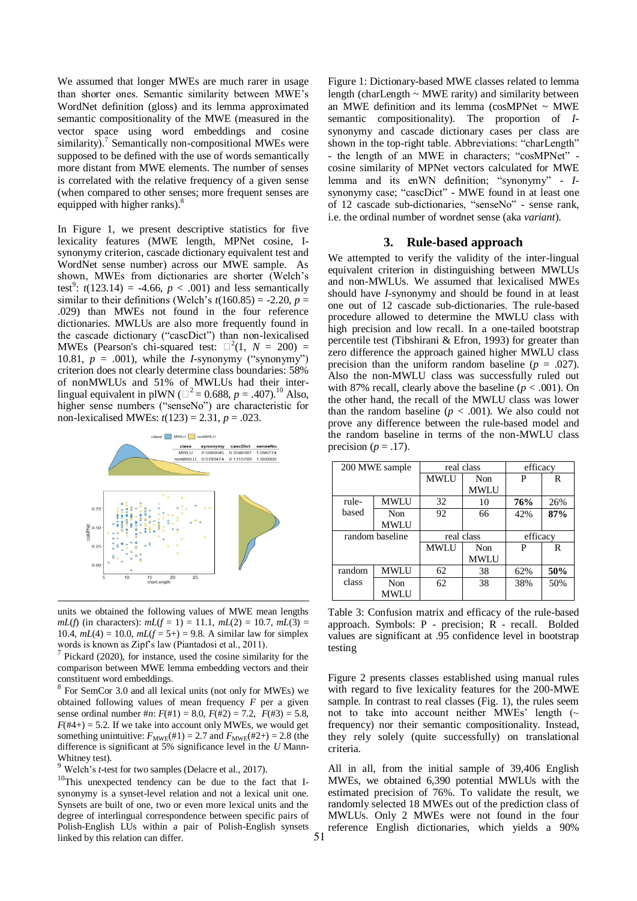We assumed that longer MWEs are much rarer in usage than shorter ones. Semantic similarity between MWE's WordNet definition (gloss) and its lemma approximated semantic compositionality of the MWE (measured in the vector space using word embeddings and cosine similarity).[7] Semantically non-compositional MWEs were supposed to be defined with the use of words semantically more distant from MWE elements. The number of senses is correlated with the relative frequency of a given sense (when compared to other senses; more frequent senses are equipped with higher ranks).[8]

In Figure 1, we present descriptive statistics for five lexicality features (MWE length, MPNet cosine, *I*-synonymy criterion, cascade dictionary equivalent test and WordNet sense number) across our MWE sample. As shown, MWEs from dictionaries are shorter (Welch's test[9]: $t(123.14) = -4.66$, $p < .001$) and less semantically similar to their definitions (Welch's $t(160.85) = -2.20$, $p = .029$) than MWEs not found in the four reference dictionaries. MWLUs are also more frequently found in the cascade dictionary ("cascDict") than non-lexicalised MWEs (Pearson's chi-squared test: $\chi^2(1, N = 200) = 10.81$, $p = .001$), while the *I*-synonymy ("synonymy") criterion does not clearly determine class boundaries: 58% of nonMWLUs and 51% of MWLUs had their inter-lingual equivalent in plWN ($\chi^2 = 0.688$, $p = .407$).[10] Also, higher sense numbers ("senseNo") are characteristic for non-lexicalised MWEs: $t(123) = 2.31$, $p = .023$.

Figure 1: Dictionary-based MWE classes related to lemma length (charLength ~ MWE rarity) and similarity between an MWE definition and its lemma (cosMPNet ~ MWE semantic compositionality). The proportion of *I*-synonymy and cascade dictionary cases per class are shown in the top-right table. Abbreviations: "charLength" - the length of an MWE in characters; "cosMPNet" - cosine similarity of MPNet vectors calculated for MWE lemma and its enWN definition; "synonymy" - *I*-synonymy case; "cascDict" - MWE found in at least one of 12 cascade sub-dictionaries, "senseNo" - sense rank, i.e. the ordinal number of wordnet sense (aka *variant*).

## 3. Rule-based approach

We attempted to verify the validity of the inter-lingual equivalent criterion in distinguishing between MWLUs and non-MWLUs. We assumed that lexicalised MWEs should have *I*-synonymy and should be found in at least one out of 12 cascade sub-dictionaries. The rule-based procedure allowed to determine the MWLU class with high precision and low recall. In a one-tailed bootstrap percentile test (Tibshirani & Efron, 1993) for greater than zero difference the approach gained higher MWLU class precision than the uniform random baseline ($p = .027$). Also the non-MWLU class was successfully ruled out with 87% recall, clearly above the baseline ($p < .001$). On the other hand, the recall of the MWLU class was lower than the random baseline ($p < .001$). We also could not prove any difference between the rule-based model and the random baseline in terms of the non-MWLU class precision ($p = .17$).

| 200 MWE sample | | real class | | efficacy | |
|---|---|---|---|---|---|
| | | MWLU | Non MWLU | P | R |
| rule-based | MWLU | 32 | 10 | **76%** | 26% |
| | Non MWLU | 92 | 66 | 42% | **87%** |
| random baseline | | real class | | efficacy | |
| | | MWLU | Non MWLU | P | R |
| random class | MWLU | 62 | 38 | 62% | **50%** |
| | Non MWLU | 62 | 38 | 38% | 50% |

Table 3: Confusion matrix and efficacy of the rule-based approach. Symbols: P - precision; R - recall. Bolded values are significant at .95 confidence level in bootstrap testing

Figure 2 presents classes established using manual rules with regard to five lexicality features for the 200-MWE sample. In contrast to real classes (Fig. 1), the rules seem not to take into account neither MWEs' length (~ frequency) nor their semantic compositionality. Instead, they rely solely (quite successfully) on translational criteria.

All in all, from the initial sample of 39,406 English MWEs, we obtained 6,390 potential MWLUs with the estimated precision of 76%. To validate the result, we randomly selected 18 MWEs out of the prediction class of MWLUs. Only 2 MWEs were not found in the four reference English dictionaries, which yields a 90%

---

units we obtained the following values of MWE mean lengths $mL(f)$ (in characters): $mL(f = 1) = 11.1$, $mL(2) = 10.7$, $mL(3) = 10.4$, $mL(4) = 10.0$, $mL(f = 5+) = 9.8$. A similar law for simplex words is known as Zipf's law (Piantadosi et al., 2011).

[7] Pickard (2020), for instance, used the cosine similarity for the comparison between MWE lemma embedding vectors and their constituent word embeddings.

[8] For SemCor 3.0 and all lexical units (not only for MWEs) we obtained following values of mean frequency $F$ per a given sense ordinal number #$n$: $F(\#1) = 8.0$, $F(\#2) = 7.2$, $F(\#3) = 5.8$, $F(\#4+) = 5.2$. If we take into account only MWEs, we would get something unintuitive: $F_{MWE}(\#1) = 2.7$ and $F_{MWE}(\#2+) = 2.8$ (the difference is significant at 5% significance level in the $U$ Mann-Whitney test).

[9] Welch's $t$-test for two samples (Delacre et al., 2017).

[10] This unexpected tendency can be due to the fact that I-synonymy is a synset-level relation and not a lexical unit one. Synsets are built of one, two or even more lexical units and the degree of interlingual correspondence between specific pairs of Polish-English LUs within a pair of Polish-English synsets linked by this relation can differ.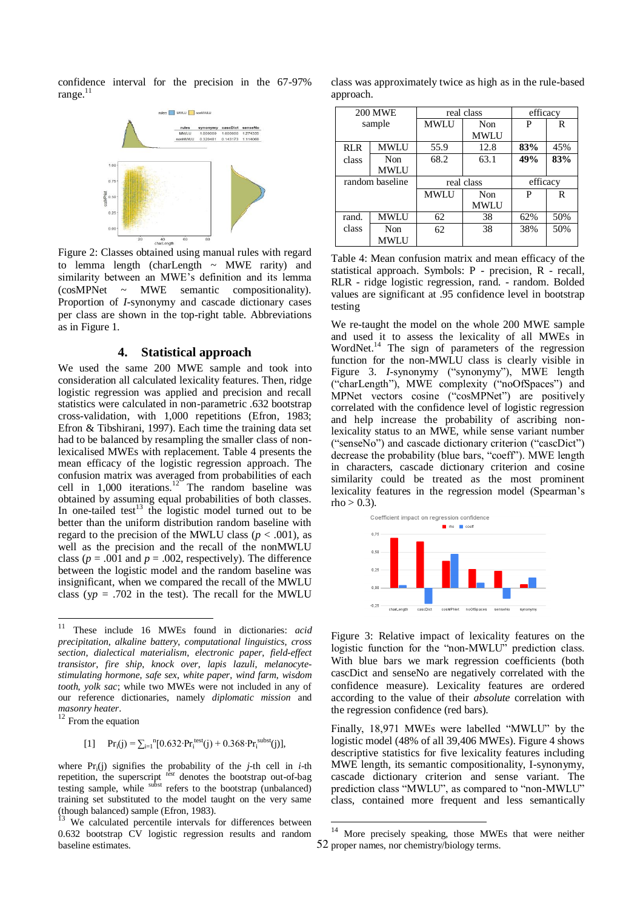confidence interval for the precision in the 67-97% range.[11]

Figure 2: Classes obtained using manual rules with regard to lemma length (charLength ~ MWE rarity) and similarity between an MWE's definition and its lemma (cosMPNet ~ MWE semantic compositionality). Proportion of *I*-synonymy and cascade dictionary cases per class are shown in the top-right table. Abbreviations as in Figure 1.

## 4. Statistical approach

We used the same 200 MWE sample and took into consideration all calculated lexicality features. Then, ridge logistic regression was applied and precision and recall statistics were calculated in non-parametric .632 bootstrap cross-validation, with 1,000 repetitions (Efron, 1983; Efron & Tibshirani, 1997). Each time the training data set had to be balanced by resampling the smaller class of non-lexicalised MWEs with replacement. Table 4 presents the mean efficacy of the logistic regression approach. The confusion matrix was averaged from probabilities of each cell in 1,000 iterations.[12] The random baseline was obtained by assuming equal probabilities of both classes. In one-tailed test[13] the logistic model turned out to be better than the uniform distribution random baseline with regard to the precision of the MWLU class ($p < .001$), as well as the precision and the recall of the nonMWLU class ($p = .001$ and $p = .002$, respectively). The difference between the logistic model and the random baseline was insignificant, when we compared the recall of the MWLU class ($yp = .702$ in the test). The recall for the MWLU class was approximately twice as high as in the rule-based approach.

| 200 MWE sample | | real class | | efficacy | |
|---|---|---|---|---|---|
| | | MWLU | Non MWLU | P | R |
| RLR class | MWLU | 55.9 | 12.8 | **83%** | 45% |
| | Non MWLU | 68.2 | 63.1 | **49%** | **83%** |
| random baseline | | real class | | efficacy | |
| | | MWLU | Non MWLU | P | R |
| rand. class | MWLU | 62 | 38 | 62% | 50% |
| | Non MWLU | 62 | 38 | 38% | 50% |

Table 4: Mean confusion matrix and mean efficacy of the statistical approach. Symbols: P - precision, R - recall, RLR - ridge logistic regression, rand. - random. Bolded values are significant at .95 confidence level in bootstrap testing

We re-taught the model on the whole 200 MWE sample and used it to assess the lexicality of all MWEs in WordNet.[14] The sign of parameters of the regression function for the non-MWLU class is clearly visible in Figure 3. *I*-synonymy ("synonymy"), MWE length ("charLength"), MWE complexity ("noOfSpaces") and MPNet vectors cosine ("cosMPNet") are positively correlated with the confidence level of logistic regression and help increase the probability of ascribing non-lexicality status to an MWE, while sense variant number ("senseNo") and cascade dictionary criterion ("cascDict") decrease the probability (blue bars, "coeff"). MWE length in characters, cascade dictionary criterion and cosine similarity could be treated as the most prominent lexicality features in the regression model (Spearman's rho > 0.3).

Figure 3: Relative impact of lexicality features on the logistic function for the "non-MWLU" prediction class. With blue bars we mark regression coefficients (both cascDict and senseNo are negatively correlated with the confidence measure). Lexicality features are ordered according to the value of their *absolute* correlation with the regression confidence (red bars).

Finally, 18,971 MWEs were labelled "MWLU" by the logistic model (48% of all 39,406 MWEs). Figure 4 shows descriptive statistics for five lexicality features including MWE length, its semantic compositionality, I-synonymy, cascade dictionary criterion and sense variant. The prediction class "MWLU", as compared to "non-MWLU" class, contained more frequent and less semantically

---

[11] These include 16 MWEs found in dictionaries: *acid precipitation, alkaline battery, computational linguistics, cross section, dialectical materialism, electronic paper, field-effect transistor, fire ship, knock over, lapis lazuli, melanocyte-stimulating hormone, safe sex, white paper, wind farm, wisdom tooth, yolk sac*; while two MWEs were not included in any of our reference dictionaries, namely *diplomatic mission* and *masonry heater*.

[12] From the equation

$$[1] \quad \mathrm{Pr}_i(j) = \sum_{i=1}^{n}[0.632 \cdot \mathrm{Pr}_i^{test}(j) + 0.368 \cdot \mathrm{Pr}_i^{subst}(j)],$$

where $\mathrm{Pr}_i(j)$ signifies the probability of the $j$-th cell in $i$-th repetition, the superscript $^{test}$ denotes the bootstrap out-of-bag testing sample, while $^{subst}$ refers to the bootstrap (unbalanced) training set substituted to the model taught on the very same (though balanced) sample (Efron, 1983).

[13] We calculated percentile intervals for differences between 0.632 bootstrap CV logistic regression results and random baseline estimates.

[14] More precisely speaking, those MWEs that were neither proper names, nor chemistry/biology terms.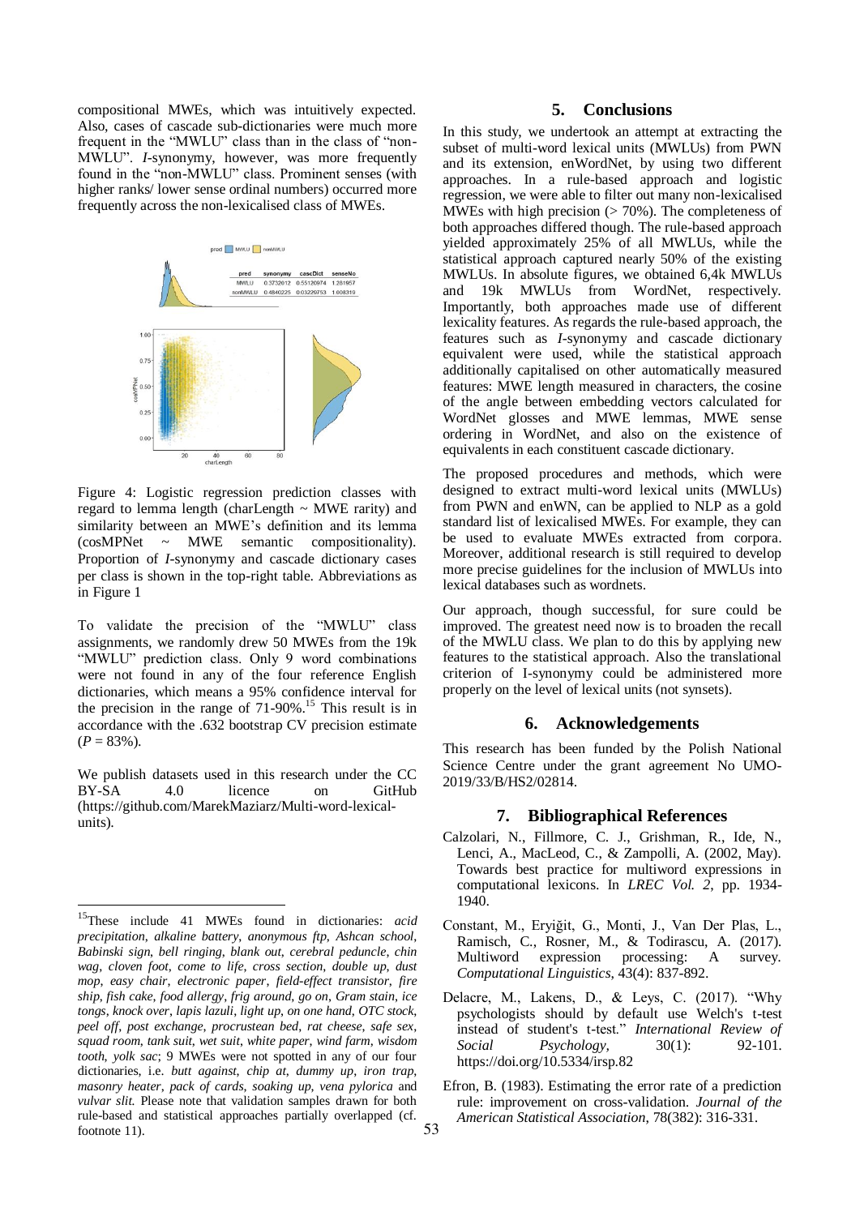compositional MWEs, which was intuitively expected. Also, cases of cascade sub-dictionaries were much more frequent in the "MWLU" class than in the class of "non-MWLU". *I*-synonymy, however, was more frequently found in the "non-MWLU" class. Prominent senses (with higher ranks/ lower sense ordinal numbers) occurred more frequently across the non-lexicalised class of MWEs.

| pred | synonymy | cascDict | senseNo |
|---|---|---|---|
| MWLU | 0.3732012 | 0.55120974 | 1.281957 |
| nonMWLU | 0.4840225 | 0.03229753 | 1.608319 |

Figure 4: Logistic regression prediction classes with regard to lemma length (charLength ~ MWE rarity) and similarity between an MWE's definition and its lemma (cosMPNet ~ MWE semantic compositionality). Proportion of *I*-synonymy and cascade dictionary cases per class is shown in the top-right table. Abbreviations as in Figure 1

To validate the precision of the "MWLU" class assignments, we randomly drew 50 MWEs from the 19k "MWLU" prediction class. Only 9 word combinations were not found in any of the four reference English dictionaries, which means a 95% confidence interval for the precision in the range of 71-90%.[15] This result is in accordance with the .632 bootstrap CV precision estimate ($P = 83\%$).

We publish datasets used in this research under the CC BY-SA 4.0 licence on GitHub (https://github.com/MarekMaziarz/Multi-word-lexical-units).

## 5. Conclusions

In this study, we undertook an attempt at extracting the subset of multi-word lexical units (MWLUs) from PWN and its extension, enWordNet, by using two different approaches. In a rule-based approach and logistic regression, we were able to filter out many non-lexicalised MWEs with high precision (> 70%). The completeness of both approaches differed though. The rule-based approach yielded approximately 25% of all MWLUs, while the statistical approach captured nearly 50% of the existing MWLUs. In absolute figures, we obtained 6,4k MWLUs and 19k MWLUs from WordNet, respectively. Importantly, both approaches made use of different lexicality features. As regards the rule-based approach, the features such as *I*-synonymy and cascade dictionary equivalent were used, while the statistical approach additionally capitalised on other automatically measured features: MWE length measured in characters, the cosine of the angle between embedding vectors calculated for WordNet glosses and MWE lemmas, MWE sense ordering in WordNet, and also on the existence of equivalents in each constituent cascade dictionary.

The proposed procedures and methods, which were designed to extract multi-word lexical units (MWLUs) from PWN and enWN, can be applied to NLP as a gold standard list of lexicalised MWEs. For example, they can be used to evaluate MWEs extracted from corpora. Moreover, additional research is still required to develop more precise guidelines for the inclusion of MWLUs into lexical databases such as wordnets.

Our approach, though successful, for sure could be improved. The greatest need now is to broaden the recall of the MWLU class. We plan to do this by applying new features to the statistical approach. Also the translational criterion of I-synonymy could be administered more properly on the level of lexical units (not synsets).

## 6. Acknowledgements

This research has been funded by the Polish National Science Centre under the grant agreement No UMO-2019/33/B/HS2/02814.

## 7. Bibliographical References

Calzolari, N., Fillmore, C. J., Grishman, R., Ide, N., Lenci, A., MacLeod, C., & Zampolli, A. (2002, May). Towards best practice for multiword expressions in computational lexicons. In *LREC Vol. 2*, pp. 1934-1940.

Constant, M., Eryiğit, G., Monti, J., Van Der Plas, L., Ramisch, C., Rosner, M., & Todirascu, A. (2017). Multiword expression processing: A survey. *Computational Linguistics*, 43(4): 837-892.

Delacre, M., Lakens, D., & Leys, C. (2017). "Why psychologists should by default use Welch's t-test instead of student's t-test." *International Review of Social Psychology,* 30(1): 92-101. https://doi.org/10.5334/irsp.82

Efron, B. (1983). Estimating the error rate of a prediction rule: improvement on cross-validation. *Journal of the American Statistical Association*, 78(382): 316-331.

[15] These include 41 MWEs found in dictionaries: *acid precipitation*, *alkaline battery*, *anonymous ftp*, *Ashcan school*, *Babinski sign*, *bell ringing*, *blank out*, *cerebral peduncle*, *chin wag*, *cloven foot*, *come to life*, *cross section*, *double up*, *dust mop*, *easy chair*, *electronic paper*, *field-effect transistor*, *fire ship*, *fish cake*, *food allergy*, *frig around*, *go on*, *Gram stain*, *ice tongs*, *knock over*, *lapis lazuli*, *light up*, *on one hand*, *OTC stock*, *peel off*, *post exchange*, *procrustean bed*, *rat cheese*, *safe sex*, *squad room*, *tank suit*, *wet suit*, *white paper*, *wind farm*, *wisdom tooth*, *yolk sac*; 9 MWEs were not spotted in any of our four dictionaries, i.e. *butt against*, *chip at*, *dummy up*, *iron trap*, *masonry heater*, *pack of cards*, *soaking up*, *vena pylorica* and *vulvar slit.* Please note that validation samples drawn for both rule-based and statistical approaches partially overlapped (cf. footnote 11).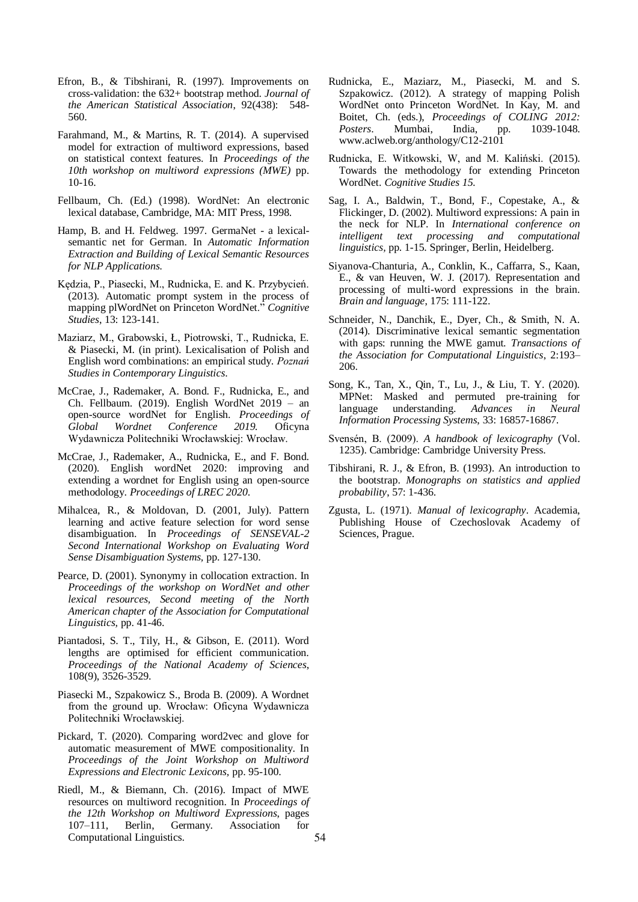Efron, B., & Tibshirani, R. (1997). Improvements on cross-validation: the 632+ bootstrap method. *Journal of the American Statistical Association*, 92(438): 548-560.

Farahmand, M., & Martins, R. T. (2014). A supervised model for extraction of multiword expressions, based on statistical context features. In *Proceedings of the 10th workshop on multiword expressions (MWE)* pp. 10-16.

Fellbaum, Ch. (Ed.) (1998). WordNet: An electronic lexical database, Cambridge, MA: MIT Press, 1998.

Hamp, B. and H. Feldweg. 1997. GermaNet - a lexical-semantic net for German. In *Automatic Information Extraction and Building of Lexical Semantic Resources for NLP Applications.*

Kędzia, P., Piasecki, M., Rudnicka, E. and K. Przybycień. (2013). Automatic prompt system in the process of mapping plWordNet on Princeton WordNet." *Cognitive Studies*, 13: 123-141.

Maziarz, M., Grabowski, Ł., Piotrowski, T., Rudnicka, E. & Piasecki, M. (in print). Lexicalisation of Polish and English word combinations: an empirical study. *Poznań Studies in Contemporary Linguistics*.

McCrae, J., Rademaker, A. Bond. F., Rudnicka, E., and Ch. Fellbaum. (2019). English WordNet 2019 – an open-source wordNet for English. *Proceedings of Global Wordnet Conference 2019.* Oficyna Wydawnicza Politechniki Wrocławskiej: Wrocław.

McCrae, J., Rademaker, A., Rudnicka, E., and F. Bond. (2020). English wordNet 2020: improving and extending a wordnet for English using an open-source methodology. *Proceedings of LREC 2020*.

Mihalcea, R., & Moldovan, D. (2001, July). Pattern learning and active feature selection for word sense disambiguation. In *Proceedings of SENSEVAL-2 Second International Workshop on Evaluating Word Sense Disambiguation Systems*, pp. 127-130.

Pearce, D. (2001). Synonymy in collocation extraction. In *Proceedings of the workshop on WordNet and other lexical resources, Second meeting of the North American chapter of the Association for Computational Linguistics*, pp. 41-46.

Piantadosi, S. T., Tily, H., & Gibson, E. (2011). Word lengths are optimised for efficient communication. *Proceedings of the National Academy of Sciences*, 108(9), 3526-3529.

Piasecki M., Szpakowicz S., Broda B. (2009). A Wordnet from the ground up. Wrocław: Oficyna Wydawnicza Politechniki Wrocławskiej.

Pickard, T. (2020). Comparing word2vec and glove for automatic measurement of MWE compositionality. In *Proceedings of the Joint Workshop on Multiword Expressions and Electronic Lexicons*, pp. 95-100.

Riedl, M., & Biemann, Ch. (2016). Impact of MWE resources on multiword recognition. In *Proceedings of the 12th Workshop on Multiword Expressions*, pages 107–111, Berlin, Germany. Association for Computational Linguistics.

Rudnicka, E., Maziarz, M., Piasecki, M. and S. Szpakowicz. (2012). A strategy of mapping Polish WordNet onto Princeton WordNet. In Kay, M. and Boitet, Ch. (eds.), *Proceedings of COLING 2012: Posters*. Mumbai, India, pp. 1039-1048. www.aclweb.org/anthology/C12-2101

Rudnicka, E. Witkowski, W, and M. Kaliński. (2015). Towards the methodology for extending Princeton WordNet. *Cognitive Studies 15.*

Sag, I. A., Baldwin, T., Bond, F., Copestake, A., & Flickinger, D. (2002). Multiword expressions: A pain in the neck for NLP. In *International conference on intelligent text processing and computational linguistics,* pp. 1-15. Springer, Berlin, Heidelberg.

Siyanova-Chanturia, A., Conklin, K., Caffarra, S., Kaan, E., & van Heuven, W. J. (2017). Representation and processing of multi-word expressions in the brain. *Brain and language,* 175: 111-122.

Schneider, N., Danchik, E., Dyer, Ch., & Smith, N. A. (2014). Discriminative lexical semantic segmentation with gaps: running the MWE gamut. *Transactions of the Association for Computational Linguistics*, 2:193–206.

Song, K., Tan, X., Qin, T., Lu, J., & Liu, T. Y. (2020). MPNet: Masked and permuted pre-training for language understanding. *Advances in Neural Information Processing Systems*, 33: 16857-16867.

Svensén, B. (2009). *A handbook of lexicography* (Vol. 1235). Cambridge: Cambridge University Press.

Tibshirani, R. J., & Efron, B. (1993). An introduction to the bootstrap. *Monographs on statistics and applied probability*, 57: 1-436.

Zgusta, L. (1971). *Manual of lexicography*. Academia, Publishing House of Czechoslovak Academy of Sciences, Prague.